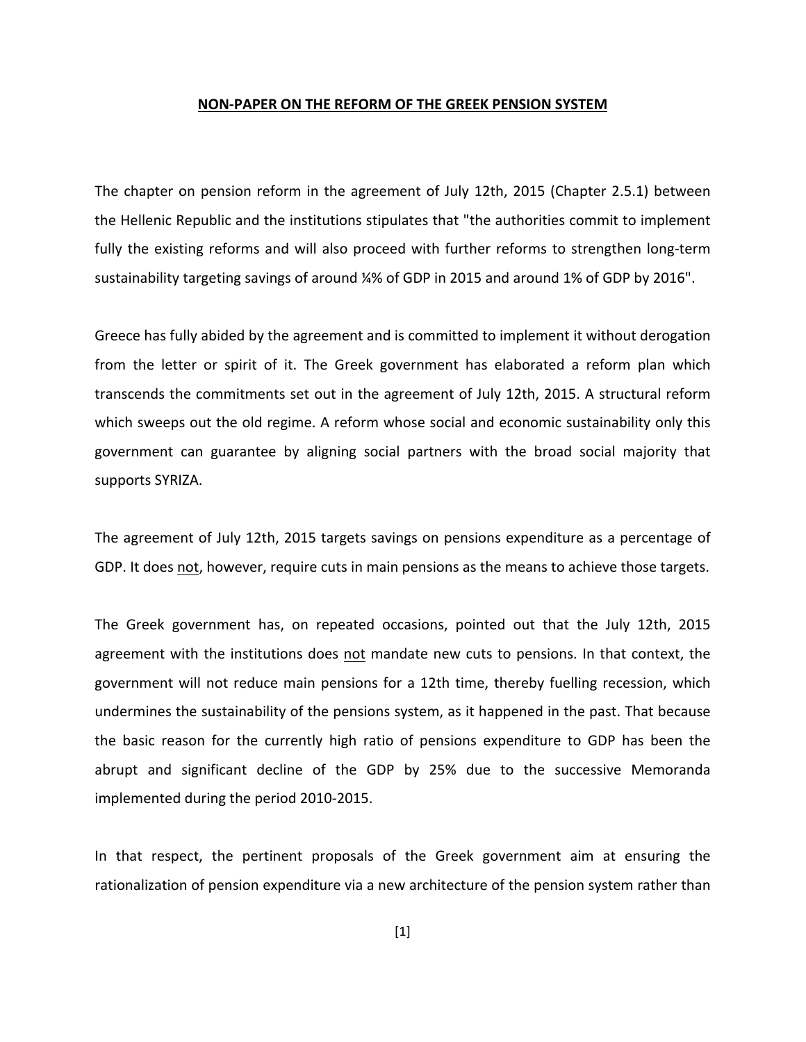## NON-PAPER ON THE REFORM OF THE GREEK PENSION SYSTEM

The chapter on pension reform in the agreement of July 12th, 2015 (Chapter 2.5.1) between the Hellenic Republic and the institutions stipulates that "the authorities commit to implement fully the existing reforms and will also proceed with further reforms to strengthen long-term sustainability targeting savings of around ¼% of GDP in 2015 and around 1% of GDP by 2016".

Greece has fully abided by the agreement and is committed to implement it without derogation from the letter or spirit of it. The Greek government has elaborated a reform plan which transcends the commitments set out in the agreement of July 12th, 2015. A structural reform which sweeps out the old regime. A reform whose social and economic sustainability only this government can guarantee by aligning social partners with the broad social majority that supports SYRIZA.

The agreement of July 12th, 2015 targets savings on pensions expenditure as a percentage of GDP. It does <u>not</u>, however, require cuts in main pensions as the means to achieve those targets.

The Greek government has, on repeated occasions, pointed out that the July 12th, 2015 agreement with the institutions does <u>not</u> mandate new cuts to pensions. In that context, the government will not reduce main pensions for a 12th time, thereby fuelling recession, which undermines the sustainability of the pensions system, as it happened in the past. That because the basic reason for the currently high ratio of pensions expenditure to GDP has been the abrupt and significant decline of the GDP by 25% due to the successive Memoranda implemented during the period 2010-2015.

In that respect, the pertinent proposals of the Greek government aim at ensuring the rationalization of pension expenditure via a new architecture of the pension system rather than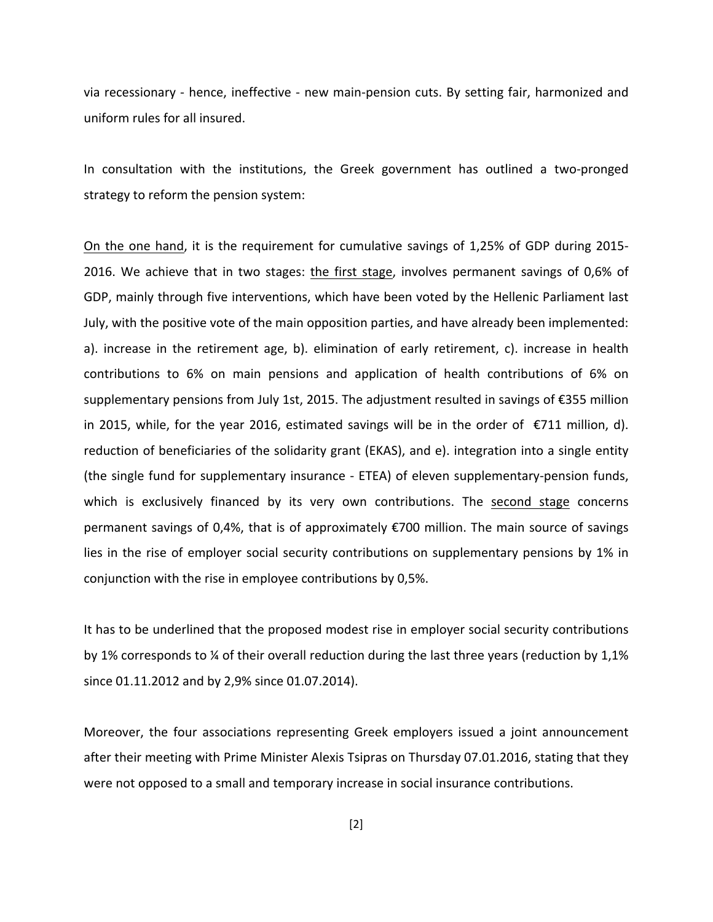via recessionary - hence, ineffective - new main-pension cuts. By setting fair, harmonized and uniform rules for all insured.

In consultation with the institutions, the Greek government has outlined a two-pronged strategy to reform the pension system:

<u>On the one hand</u>, it is the requirement for cumulative savings of 1,25% of GDP during 2015-2016. We achieve that in two stages: <u>the first stage</u>, involves permanent savings of 0,6% of GDP, mainly through five interventions, which have been voted by the Hellenic Parliament last July, with the positive vote of the main opposition parties, and have already been implemented: a). increase in the retirement age, b). elimination of early retirement, c). increase in health contributions to 6% on main pensions and application of health contributions of 6% on supplementary pensions from July 1st, 2015. The adjustment resulted in savings of €355 million in 2015, while, for the year 2016, estimated savings will be in the order of €711 million, d). reduction of beneficiaries of the solidarity grant (EKAS), and e). integration into a single entity (the single fund for supplementary insurance - ETEA) of eleven supplementary-pension funds, which is exclusively financed by its very own contributions. The <u>second stage</u> concerns permanent savings of 0,4%, that is of approximately €700 million. The main source of savings lies in the rise of employer social security contributions on supplementary pensions by 1% in conjunction with the rise in employee contributions by 0,5%.

It has to be underlined that the proposed modest rise in employer social security contributions by 1% corresponds to ¼ of their overall reduction during the last three years (reduction by 1,1% since 01.11.2012 and by 2,9% since 01.07.2014).

Moreover, the four associations representing Greek employers issued a joint announcement after their meeting with Prime Minister Alexis Tsipras on Thursday 07.01.2016, stating that they were not opposed to a small and temporary increase in social insurance contributions.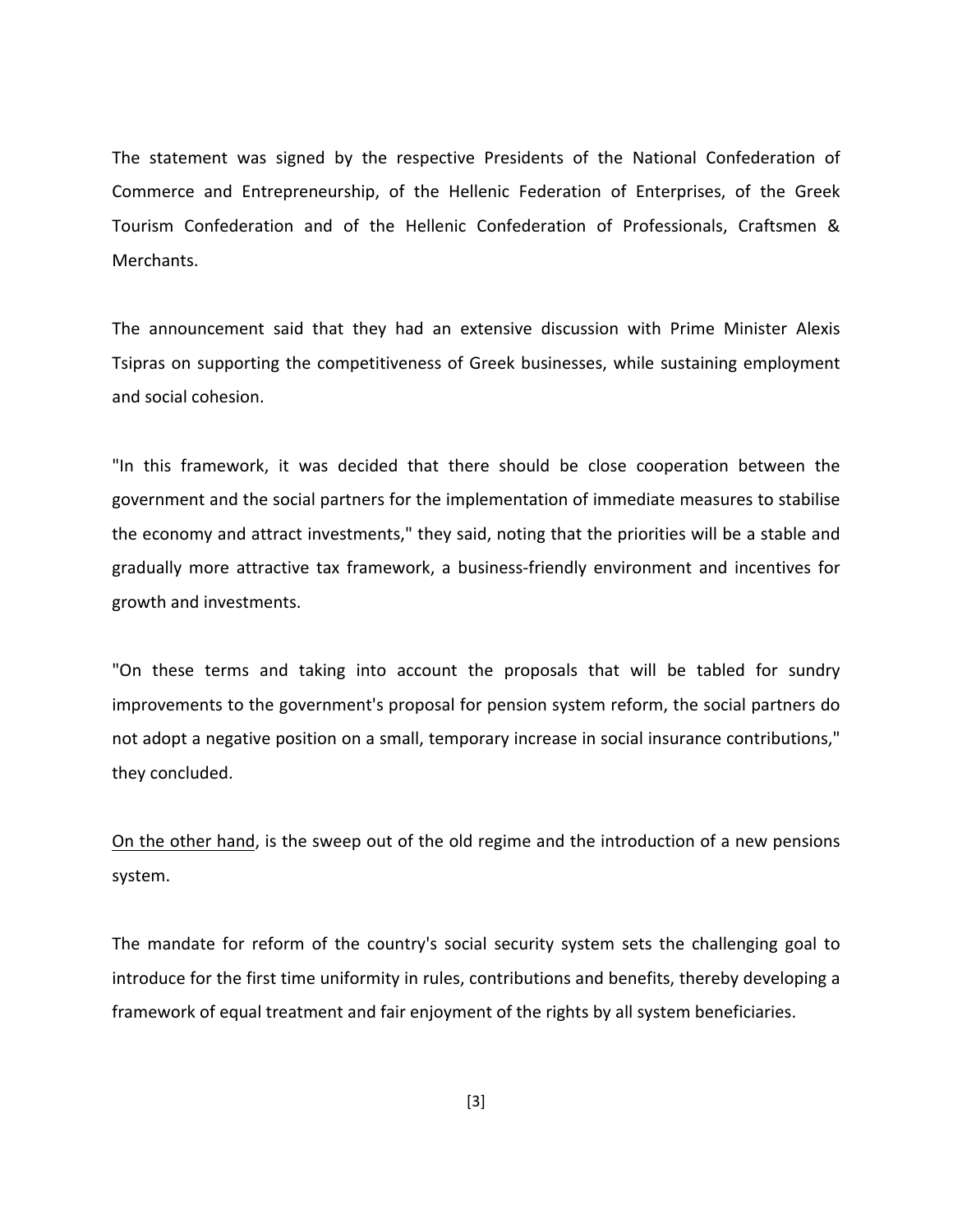The statement was signed by the respective Presidents of the National Confederation of Commerce and Entrepreneurship, of the Hellenic Federation of Enterprises, of the Greek Tourism Confederation and of the Hellenic Confederation of Professionals, Craftsmen & Merchants.

The announcement said that they had an extensive discussion with Prime Minister Alexis Tsipras on supporting the competitiveness of Greek businesses, while sustaining employment and social cohesion.

"In this framework, it was decided that there should be close cooperation between the government and the social partners for the implementation of immediate measures to stabilise the economy and attract investments," they said, noting that the priorities will be a stable and gradually more attractive tax framework, a business-friendly environment and incentives for growth and investments.

"On these terms and taking into account the proposals that will be tabled for sundry improvements to the government's proposal for pension system reform, the social partners do not adopt a negative position on a small, temporary increase in social insurance contributions," they concluded.

<u>On the other hand</u>, is the sweep out of the old regime and the introduction of a new pensions system.

The mandate for reform of the country's social security system sets the challenging goal to introduce for the first time uniformity in rules, contributions and benefits, thereby developing a framework of equal treatment and fair enjoyment of the rights by all system beneficiaries.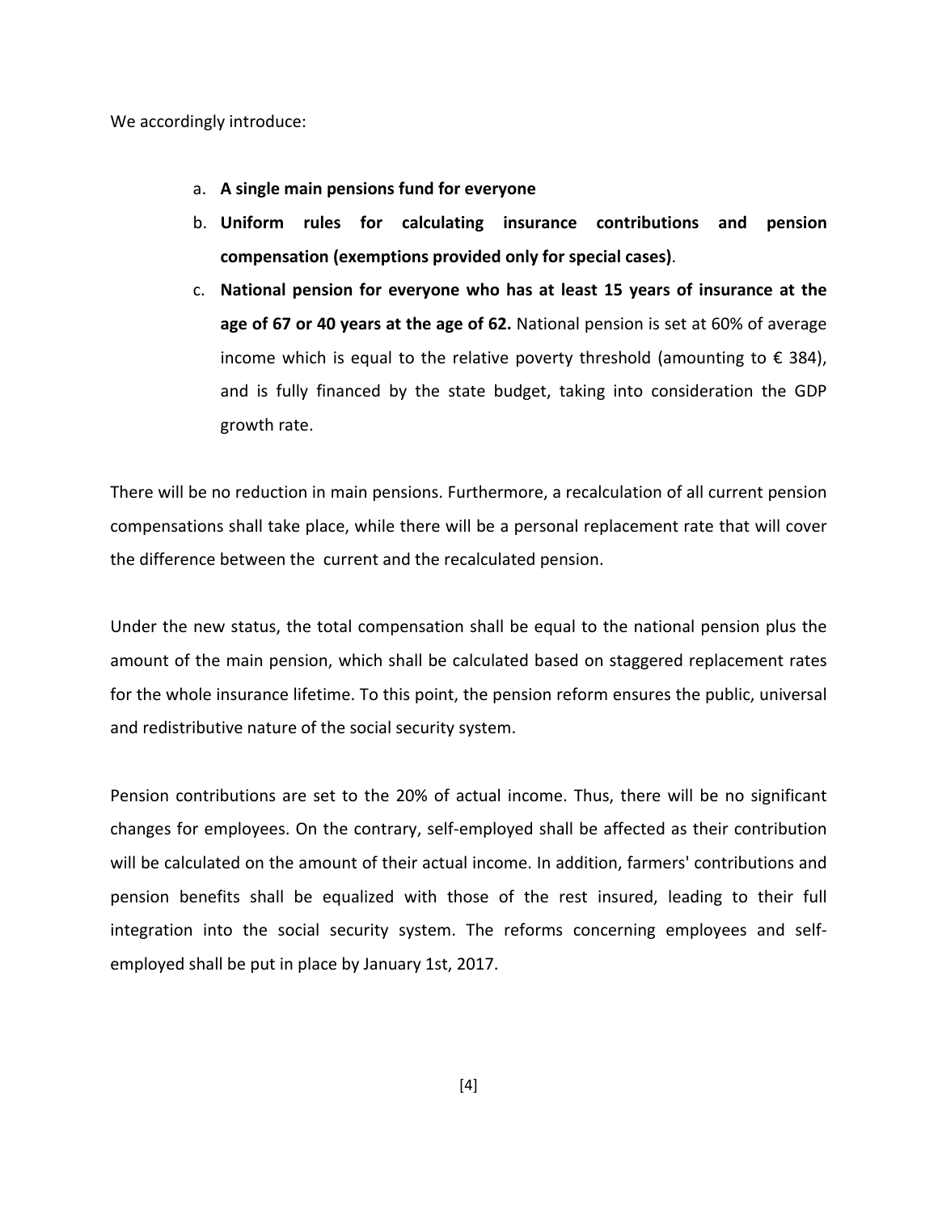We accordingly introduce:

a. **A single main pensions fund for everyone**
b. **Uniform rules for calculating insurance contributions and pension compensation (exemptions provided only for special cases)**.
c. **National pension for everyone who has at least 15 years of insurance at the age of 67 or 40 years at the age of 62.** National pension is set at 60% of average income which is equal to the relative poverty threshold (amounting to € 384), and is fully financed by the state budget, taking into consideration the GDP growth rate.

There will be no reduction in main pensions. Furthermore, a recalculation of all current pension compensations shall take place, while there will be a personal replacement rate that will cover the difference between the current and the recalculated pension.

Under the new status, the total compensation shall be equal to the national pension plus the amount of the main pension, which shall be calculated based on staggered replacement rates for the whole insurance lifetime. To this point, the pension reform ensures the public, universal and redistributive nature of the social security system.

Pension contributions are set to the 20% of actual income. Thus, there will be no significant changes for employees. On the contrary, self-employed shall be affected as their contribution will be calculated on the amount of their actual income. In addition, farmers' contributions and pension benefits shall be equalized with those of the rest insured, leading to their full integration into the social security system. The reforms concerning employees and self-employed shall be put in place by January 1st, 2017.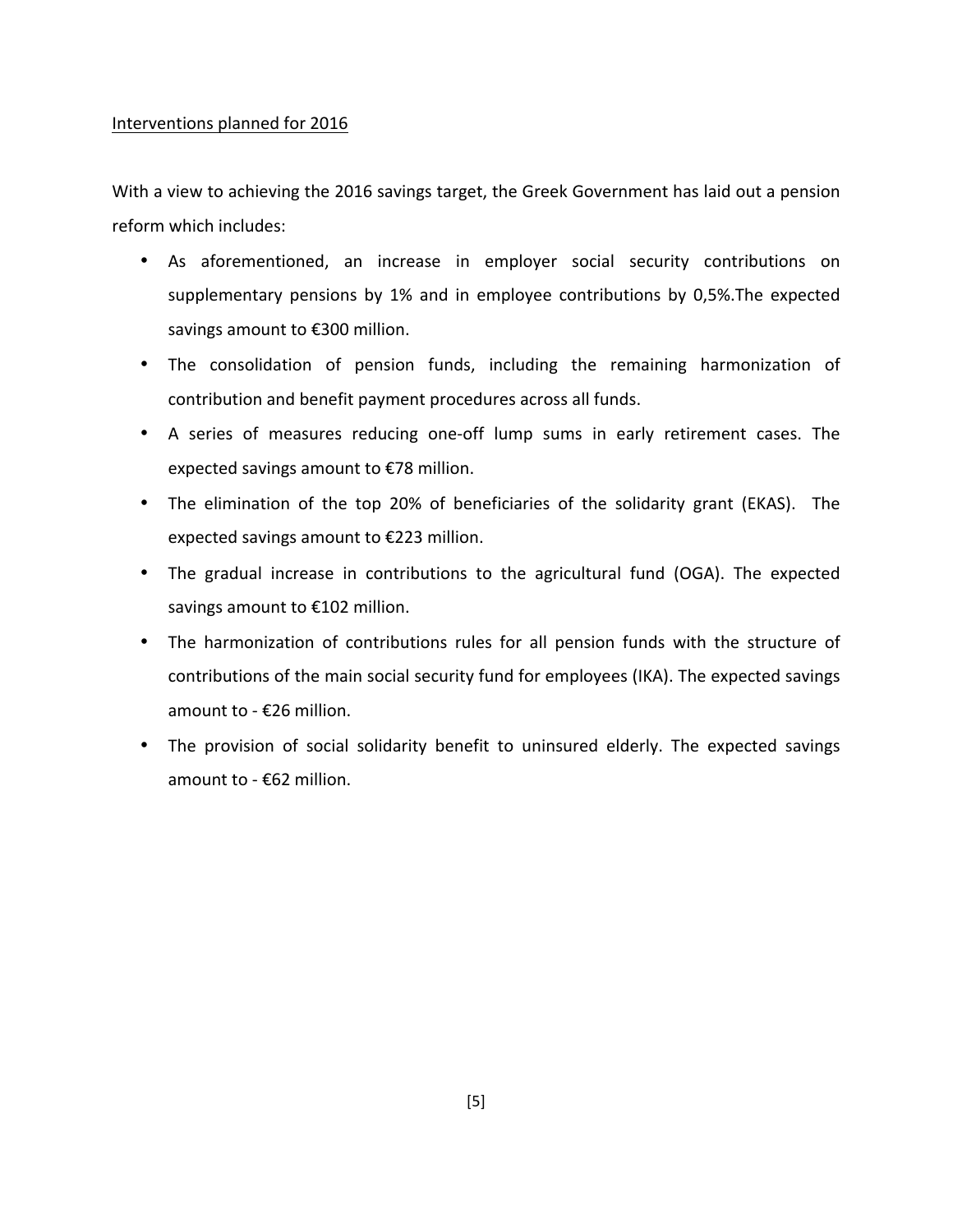Interventions planned for 2016

With a view to achieving the 2016 savings target, the Greek Government has laid out a pension reform which includes:

- As aforementioned, an increase in employer social security contributions on supplementary pensions by 1% and in employee contributions by 0,5%.The expected savings amount to €300 million.
- The consolidation of pension funds, including the remaining harmonization of contribution and benefit payment procedures across all funds.
- A series of measures reducing one-off lump sums in early retirement cases. The expected savings amount to €78 million.
- The elimination of the top 20% of beneficiaries of the solidarity grant (EKAS). The expected savings amount to €223 million.
- The gradual increase in contributions to the agricultural fund (OGA). The expected savings amount to €102 million.
- The harmonization of contributions rules for all pension funds with the structure of contributions of the main social security fund for employees (IKA). The expected savings amount to - €26 million.
- The provision of social solidarity benefit to uninsured elderly. The expected savings amount to - €62 million.